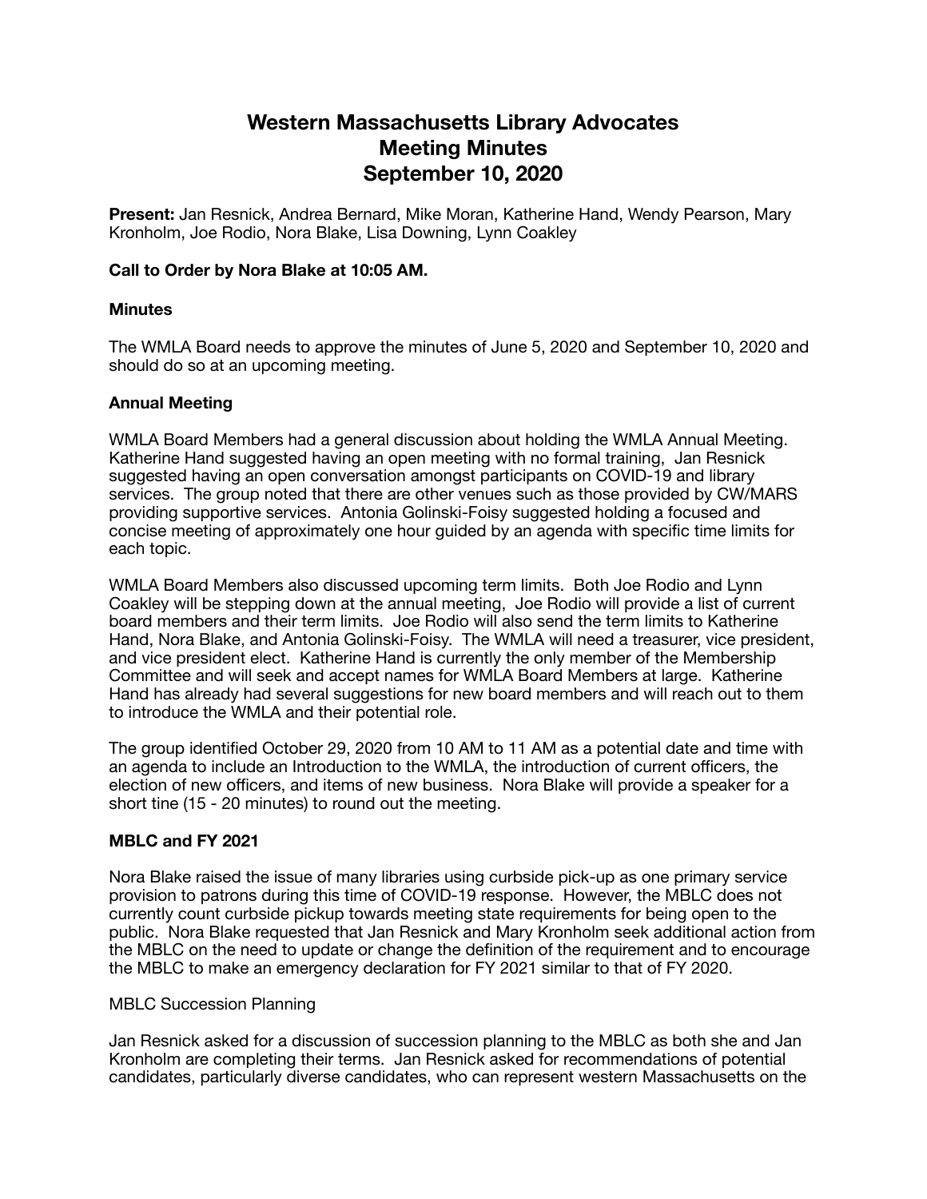# Western Massachusetts Library Advocates
# Meeting Minutes
# September 10, 2020

**Present:** Jan Resnick, Andrea Bernard, Mike Moran, Katherine Hand, Wendy Pearson, Mary Kronholm, Joe Rodio, Nora Blake, Lisa Downing, Lynn Coakley

**Call to Order by Nora Blake at 10:05 AM.**

**Minutes**

The WMLA Board needs to approve the minutes of June 5, 2020 and September 10, 2020 and should do so at an upcoming meeting.

**Annual Meeting**

WMLA Board Members had a general discussion about holding the WMLA Annual Meeting. Katherine Hand suggested having an open meeting with no formal training, Jan Resnick suggested having an open conversation amongst participants on COVID-19 and library services. The group noted that there are other venues such as those provided by CW/MARS providing supportive services. Antonia Golinski-Foisy suggested holding a focused and concise meeting of approximately one hour guided by an agenda with specific time limits for each topic.

WMLA Board Members also discussed upcoming term limits. Both Joe Rodio and Lynn Coakley will be stepping down at the annual meeting, Joe Rodio will provide a list of current board members and their term limits. Joe Rodio will also send the term limits to Katherine Hand, Nora Blake, and Antonia Golinski-Foisy. The WMLA will need a treasurer, vice president, and vice president elect. Katherine Hand is currently the only member of the Membership Committee and will seek and accept names for WMLA Board Members at large. Katherine Hand has already had several suggestions for new board members and will reach out to them to introduce the WMLA and their potential role.

The group identified October 29, 2020 from 10 AM to 11 AM as a potential date and time with an agenda to include an Introduction to the WMLA, the introduction of current officers, the election of new officers, and items of new business. Nora Blake will provide a speaker for a short tine (15 - 20 minutes) to round out the meeting.

**MBLC and FY 2021**

Nora Blake raised the issue of many libraries using curbside pick-up as one primary service provision to patrons during this time of COVID-19 response. However, the MBLC does not currently count curbside pickup towards meeting state requirements for being open to the public. Nora Blake requested that Jan Resnick and Mary Kronholm seek additional action from the MBLC on the need to update or change the definition of the requirement and to encourage the MBLC to make an emergency declaration for FY 2021 similar to that of FY 2020.

MBLC Succession Planning

Jan Resnick asked for a discussion of succession planning to the MBLC as both she and Jan Kronholm are completing their terms. Jan Resnick asked for recommendations of potential candidates, particularly diverse candidates, who can represent western Massachusetts on the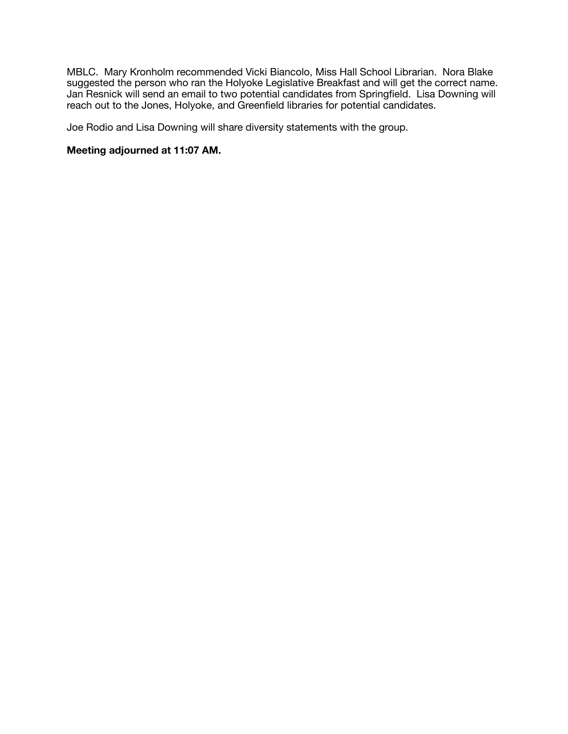MBLC. Mary Kronholm recommended Vicki Biancolo, Miss Hall School Librarian. Nora Blake suggested the person who ran the Holyoke Legislative Breakfast and will get the correct name. Jan Resnick will send an email to two potential candidates from Springfield. Lisa Downing will reach out to the Jones, Holyoke, and Greenfield libraries for potential candidates.

Joe Rodio and Lisa Downing will share diversity statements with the group.

**Meeting adjourned at 11:07 AM.**